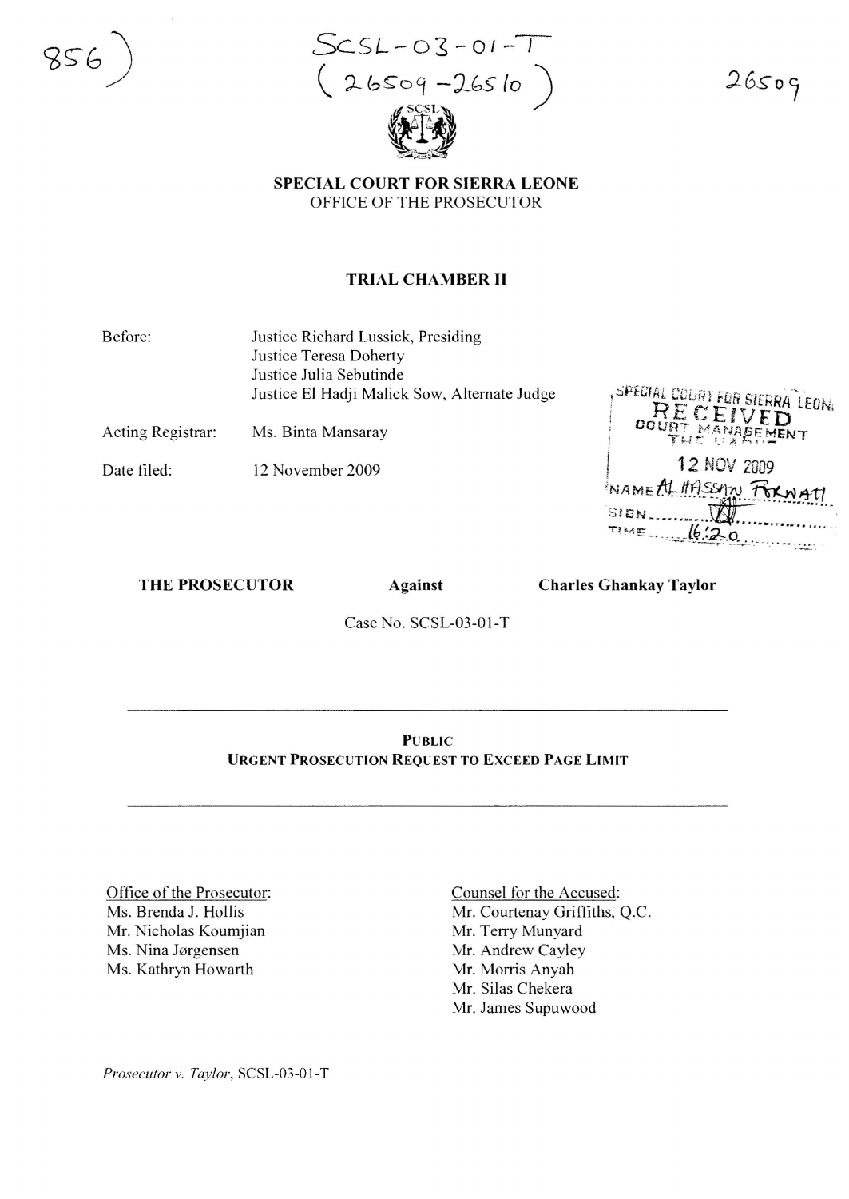856

SCSL-03-01-T
(26509-26510)

26509

**SPECIAL COURT FOR SIERRA LEONE**
OFFICE OF THE PROSECUTOR

**TRIAL CHAMBER II**

| | |
|---|---|
| Before: | Justice Richard Lussick, Presiding<br>Justice Teresa Doherty<br>Justice Julia Sebutinde<br>Justice El Hadji Malick Sow, Alternate Judge |
| Acting Registrar: | Ms. Binta Mansaray |
| Date filed: | 12 November 2009 |

SPECIAL COURT FOR SIERRA LEONE
RECEIVED
COURT MANAGEMENT
12 NOV 2009
NAME ALHASSAN FOKWATI
SIGN
TIME 16:20

**THE PROSECUTOR** **Against** **Charles Ghankay Taylor**

Case No. SCSL-03-01-T

---

**PUBLIC**
**URGENT PROSECUTION REQUEST TO EXCEED PAGE LIMIT**

---

Office of the Prosecutor:
Ms. Brenda J. Hollis
Mr. Nicholas Koumjian
Ms. Nina Jørgensen
Ms. Kathryn Howarth

Counsel for the Accused:
Mr. Courtenay Griffiths, Q.C.
Mr. Terry Munyard
Mr. Andrew Cayley
Mr. Morris Anyah
Mr. Silas Chekera
Mr. James Supuwood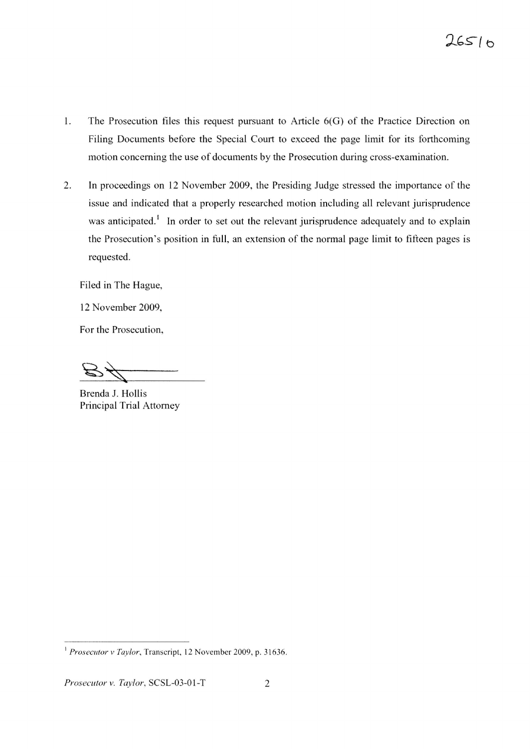1. The Prosecution files this request pursuant to Article 6(G) of the Practice Direction on Filing Documents before the Special Court to exceed the page limit for its forthcoming motion concerning the use of documents by the Prosecution during cross-examination.

2. In proceedings on 12 November 2009, the Presiding Judge stressed the importance of the issue and indicated that a properly researched motion including all relevant jurisprudence was anticipated.[1] In order to set out the relevant jurisprudence adequately and to explain the Prosecution's position in full, an extension of the normal page limit to fifteen pages is requested.

Filed in The Hague,

12 November 2009,

For the Prosecution,

Brenda J. Hollis
Principal Trial Attorney

---

[1] *Prosecutor v Taylor*, Transcript, 12 November 2009, p. 31636.